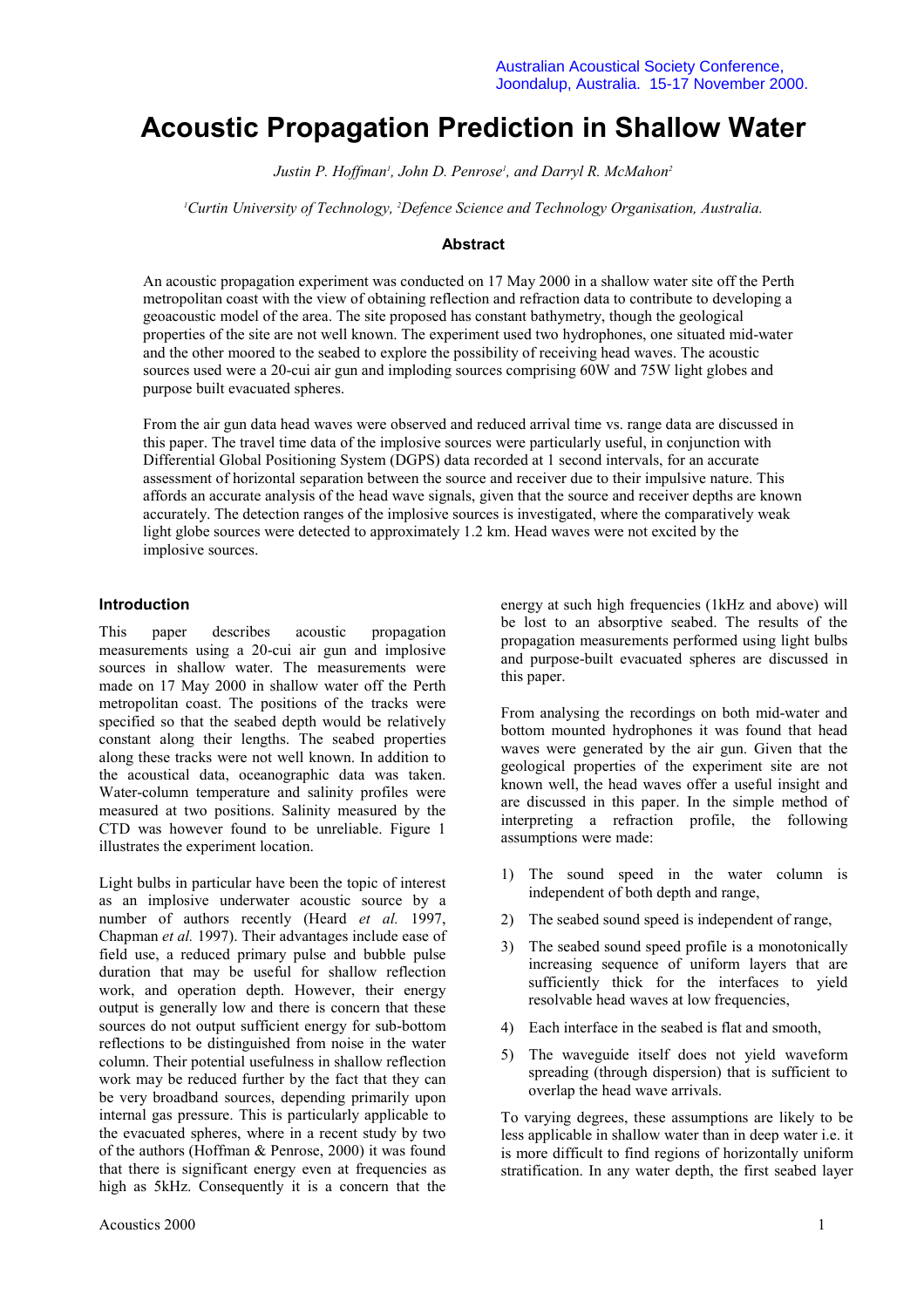Australian Acoustical Society Conference,
Joondalup, Australia. 15-17 November 2000.

# Acoustic Propagation Prediction in Shallow Water

*Justin P. Hoffman[1], John D. Penrose[1], and Darryl R. McMahon[2]*

*[1]Curtin University of Technology, [2]Defence Science and Technology Organisation, Australia.*

### Abstract

An acoustic propagation experiment was conducted on 17 May 2000 in a shallow water site off the Perth metropolitan coast with the view of obtaining reflection and refraction data to contribute to developing a geoacoustic model of the area. The site proposed has constant bathymetry, though the geological properties of the site are not well known. The experiment used two hydrophones, one situated mid-water and the other moored to the seabed to explore the possibility of receiving head waves. The acoustic sources used were a 20-cui air gun and imploding sources comprising 60W and 75W light globes and purpose built evacuated spheres.

From the air gun data head waves were observed and reduced arrival time vs. range data are discussed in this paper. The travel time data of the implosive sources were particularly useful, in conjunction with Differential Global Positioning System (DGPS) data recorded at 1 second intervals, for an accurate assessment of horizontal separation between the source and receiver due to their impulsive nature. This affords an accurate analysis of the head wave signals, given that the source and receiver depths are known accurately. The detection ranges of the implosive sources is investigated, where the comparatively weak light globe sources were detected to approximately 1.2 km. Head waves were not excited by the implosive sources.

### Introduction

This paper describes acoustic propagation measurements using a 20-cui air gun and implosive sources in shallow water. The measurements were made on 17 May 2000 in shallow water off the Perth metropolitan coast. The positions of the tracks were specified so that the seabed depth would be relatively constant along their lengths. The seabed properties along these tracks were not well known. In addition to the acoustical data, oceanographic data was taken. Water-column temperature and salinity profiles were measured at two positions. Salinity measured by the CTD was however found to be unreliable. Figure 1 illustrates the experiment location.

Light bulbs in particular have been the topic of interest as an implosive underwater acoustic source by a number of authors recently (Heard *et al.* 1997, Chapman *et al.* 1997). Their advantages include ease of field use, a reduced primary pulse and bubble pulse duration that may be useful for shallow reflection work, and operation depth. However, their energy output is generally low and there is concern that these sources do not output sufficient energy for sub-bottom reflections to be distinguished from noise in the water column. Their potential usefulness in shallow reflection work may be reduced further by the fact that they can be very broadband sources, depending primarily upon internal gas pressure. This is particularly applicable to the evacuated spheres, where in a recent study by two of the authors (Hoffman & Penrose, 2000) it was found that there is significant energy even at frequencies as high as 5kHz. Consequently it is a concern that the energy at such high frequencies (1kHz and above) will be lost to an absorptive seabed. The results of the propagation measurements performed using light bulbs and purpose-built evacuated spheres are discussed in this paper.

From analysing the recordings on both mid-water and bottom mounted hydrophones it was found that head waves were generated by the air gun. Given that the geological properties of the experiment site are not known well, the head waves offer a useful insight and are discussed in this paper. In the simple method of interpreting a refraction profile, the following assumptions were made:

1) The sound speed in the water column is independent of both depth and range,
2) The seabed sound speed is independent of range,
3) The seabed sound speed profile is a monotonically increasing sequence of uniform layers that are sufficiently thick for the interfaces to yield resolvable head waves at low frequencies,
4) Each interface in the seabed is flat and smooth,
5) The waveguide itself does not yield waveform spreading (through dispersion) that is sufficient to overlap the head wave arrivals.

To varying degrees, these assumptions are likely to be less applicable in shallow water than in deep water i.e. it is more difficult to find regions of horizontally uniform stratification. In any water depth, the first seabed layer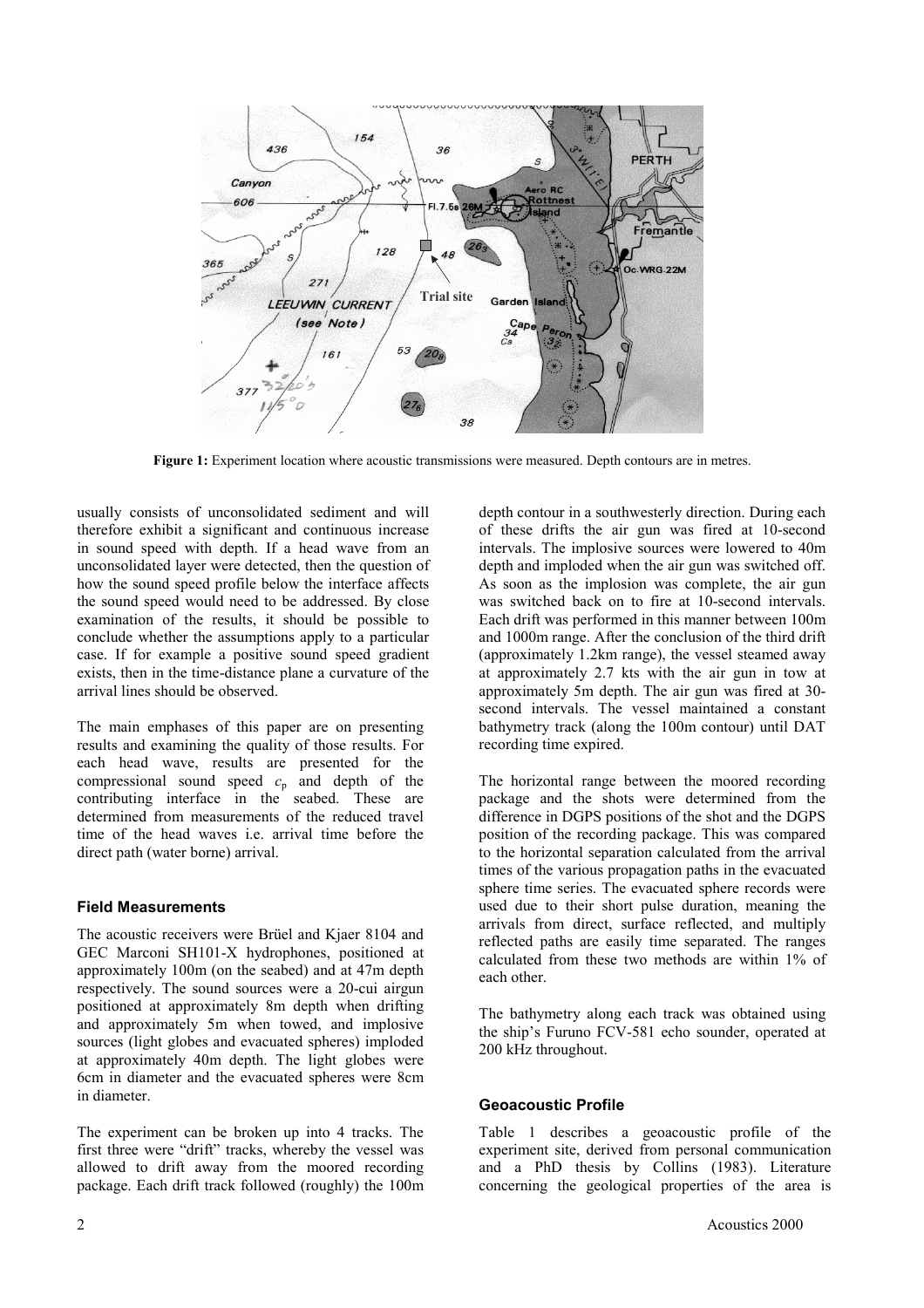**Figure 1:** Experiment location where acoustic transmissions were measured. Depth contours are in metres.

usually consists of unconsolidated sediment and will therefore exhibit a significant and continuous increase in sound speed with depth. If a head wave from an unconsolidated layer were detected, then the question of how the sound speed profile below the interface affects the sound speed would need to be addressed. By close examination of the results, it should be possible to conclude whether the assumptions apply to a particular case. If for example a positive sound speed gradient exists, then in the time-distance plane a curvature of the arrival lines should be observed.

The main emphases of this paper are on presenting results and examining the quality of those results. For each head wave, results are presented for the compressional sound speed $c_p$ and depth of the contributing interface in the seabed. These are determined from measurements of the reduced travel time of the head waves i.e. arrival time before the direct path (water borne) arrival.

### Field Measurements

The acoustic receivers were Brüel and Kjaer 8104 and GEC Marconi SH101-X hydrophones, positioned at approximately 100m (on the seabed) and at 47m depth respectively. The sound sources were a 20-cui airgun positioned at approximately 8m depth when drifting and approximately 5m when towed, and implosive sources (light globes and evacuated spheres) imploded at approximately 40m depth. The light globes were 6cm in diameter and the evacuated spheres were 8cm in diameter.

The experiment can be broken up into 4 tracks. The first three were "drift" tracks, whereby the vessel was allowed to drift away from the moored recording package. Each drift track followed (roughly) the 100m depth contour in a southwesterly direction. During each of these drifts the air gun was fired at 10-second intervals. The implosive sources were lowered to 40m depth and imploded when the air gun was switched off. As soon as the implosion was complete, the air gun was switched back on to fire at 10-second intervals. Each drift was performed in this manner between 100m and 1000m range. After the conclusion of the third drift (approximately 1.2km range), the vessel steamed away at approximately 2.7 kts with the air gun in tow at approximately 5m depth. The air gun was fired at 30-second intervals. The vessel maintained a constant bathymetry track (along the 100m contour) until DAT recording time expired.

The horizontal range between the moored recording package and the shots were determined from the difference in DGPS positions of the shot and the DGPS position of the recording package. This was compared to the horizontal separation calculated from the arrival times of the various propagation paths in the evacuated sphere time series. The evacuated sphere records were used due to their short pulse duration, meaning the arrivals from direct, surface reflected, and multiply reflected paths are easily time separated. The ranges calculated from these two methods are within 1% of each other.

The bathymetry along each track was obtained using the ship's Furuno FCV-581 echo sounder, operated at 200 kHz throughout.

### Geoacoustic Profile

Table 1 describes a geoacoustic profile of the experiment site, derived from personal communication and a PhD thesis by Collins (1983). Literature concerning the geological properties of the area is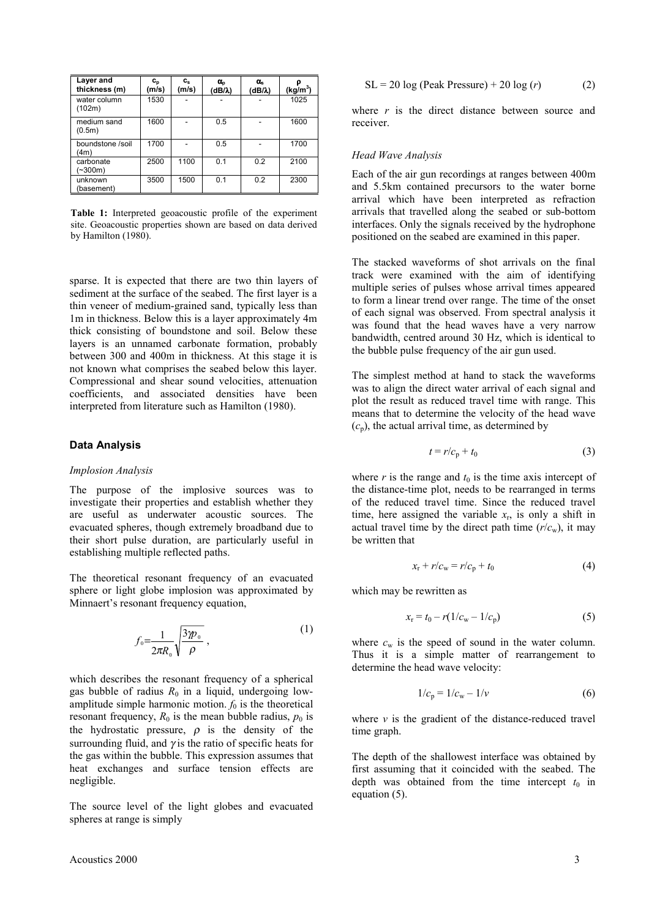| Layer and thickness (m) | $c_p$ (m/s) | $c_s$ (m/s) | $\alpha_p$ (dB/λ) | $\alpha_s$ (dB/λ) | ρ (kg/m$^3$) |
|---|---|---|---|---|---|
| water column (102m) | 1530 | - | - | - | 1025 |
| medium sand (0.5m) | 1600 | - | 0.5 | - | 1600 |
| boundstone /soil (4m) | 1700 | - | 0.5 | - | 1700 |
| carbonate (~300m) | 2500 | 1100 | 0.1 | 0.2 | 2100 |
| unknown (basement) | 3500 | 1500 | 0.1 | 0.2 | 2300 |

**Table 1:** Interpreted geoacoustic profile of the experiment site. Geoacoustic properties shown are based on data derived by Hamilton (1980).

sparse. It is expected that there are two thin layers of sediment at the surface of the seabed. The first layer is a thin veneer of medium-grained sand, typically less than 1m in thickness. Below this is a layer approximately 4m thick consisting of boundstone and soil. Below these layers is an unnamed carbonate formation, probably between 300 and 400m in thickness. At this stage it is not known what comprises the seabed below this layer. Compressional and shear sound velocities, attenuation coefficients, and associated densities have been interpreted from literature such as Hamilton (1980).

## Data Analysis

### *Implosion Analysis*

The purpose of the implosive sources was to investigate their properties and establish whether they are useful as underwater acoustic sources. The evacuated spheres, though extremely broadband due to their short pulse duration, are particularly useful in establishing multiple reflected paths.

The theoretical resonant frequency of an evacuated sphere or light globe implosion was approximated by Minnaert's resonant frequency equation,

$$f_0 = \frac{1}{2\pi R_0}\sqrt{\frac{3\gamma p_0}{\rho}}\,, \tag{1}$$

which describes the resonant frequency of a spherical gas bubble of radius $R_0$ in a liquid, undergoing low-amplitude simple harmonic motion. $f_0$ is the theoretical resonant frequency, $R_0$ is the mean bubble radius, $p_0$ is the hydrostatic pressure, $\rho$ is the density of the surrounding fluid, and $\gamma$ is the ratio of specific heats for the gas within the bubble. This expression assumes that heat exchanges and surface tension effects are negligible.

The source level of the light globes and evacuated spheres at range is simply

$$\text{SL} = 20\log(\text{Peak Pressure}) + 20\log(r) \tag{2}$$

where $r$ is the direct distance between source and receiver.

### *Head Wave Analysis*

Each of the air gun recordings at ranges between 400m and 5.5km contained precursors to the water borne arrival which have been interpreted as refraction arrivals that travelled along the seabed or sub-bottom interfaces. Only the signals received by the hydrophone positioned on the seabed are examined in this paper.

The stacked waveforms of shot arrivals on the final track were examined with the aim of identifying multiple series of pulses whose arrival times appeared to form a linear trend over range. The time of the onset of each signal was observed. From spectral analysis it was found that the head waves have a very narrow bandwidth, centred around 30 Hz, which is identical to the bubble pulse frequency of the air gun used.

The simplest method at hand to stack the waveforms was to align the direct water arrival of each signal and plot the result as reduced travel time with range. This means that to determine the velocity of the head wave ($c_p$), the actual arrival time, as determined by

$$t = r/c_p + t_0 \tag{3}$$

where $r$ is the range and $t_0$ is the time axis intercept of the distance-time plot, needs to be rearranged in terms of the reduced travel time. Since the reduced travel time, here assigned the variable $x_r$, is only a shift in actual travel time by the direct path time ($r/c_w$), it may be written that

$$x_r + r/c_w = r/c_p + t_0 \tag{4}$$

which may be rewritten as

$$x_r = t_0 - r(1/c_w - 1/c_p) \tag{5}$$

where $c_w$ is the speed of sound in the water column. Thus it is a simple matter of rearrangement to determine the head wave velocity:

$$1/c_p = 1/c_w - 1/v \tag{6}$$

where $v$ is the gradient of the distance-reduced travel time graph.

The depth of the shallowest interface was obtained by first assuming that it coincided with the seabed. The depth was obtained from the time intercept $t_0$ in equation (5).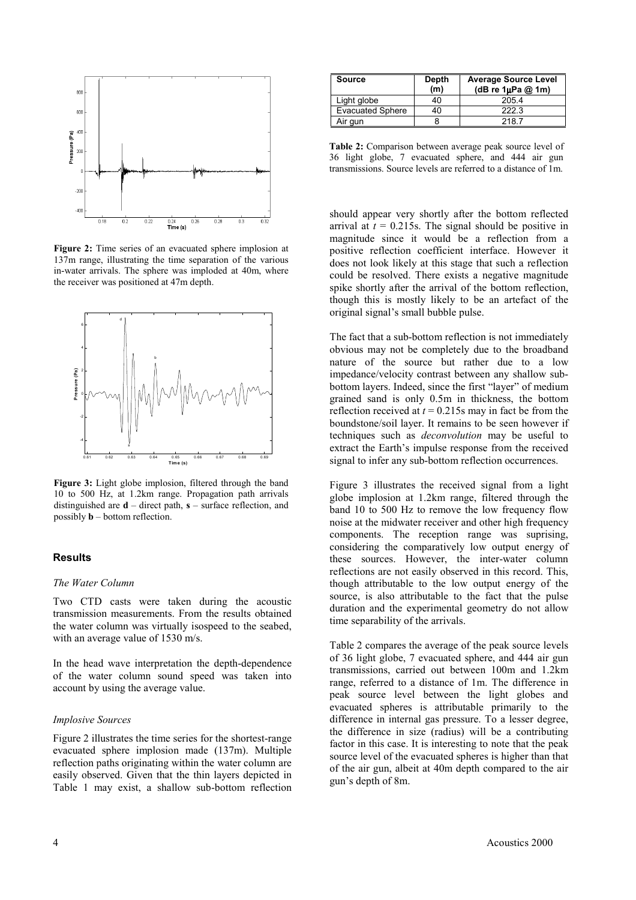**Figure 2:** Time series of an evacuated sphere implosion at 137m range, illustrating the time separation of the various in-water arrivals. The sphere was imploded at 40m, where the receiver was positioned at 47m depth.

**Figure 3:** Light globe implosion, filtered through the band 10 to 500 Hz, at 1.2km range. Propagation path arrivals distinguished are **d** – direct path, **s** – surface reflection, and possibly **b** – bottom reflection.

## Results

### *The Water Column*

Two CTD casts were taken during the acoustic transmission measurements. From the results obtained the water column was virtually isospeed to the seabed, with an average value of 1530 m/s.

In the head wave interpretation the depth-dependence of the water column sound speed was taken into account by using the average value.

### *Implosive Sources*

Figure 2 illustrates the time series for the shortest-range evacuated sphere implosion made (137m). Multiple reflection paths originating within the water column are easily observed. Given that the thin layers depicted in Table 1 may exist, a shallow sub-bottom reflection should appear very shortly after the bottom reflected arrival at $t$ = 0.215s. The signal should be positive in magnitude since it would be a reflection from a positive reflection coefficient interface. However it does not look likely at this stage that such a reflection could be resolved. There exists a negative magnitude spike shortly after the arrival of the bottom reflection, though this is mostly likely to be an artefact of the original signal's small bubble pulse.

The fact that a sub-bottom reflection is not immediately obvious may not be completely due to the broadband nature of the source but rather due to a low impedance/velocity contrast between any shallow sub-bottom layers. Indeed, since the first "layer" of medium grained sand is only 0.5m in thickness, the bottom reflection received at $t$ = 0.215s may in fact be from the boundstone/soil layer. It remains to be seen however if techniques such as *deconvolution* may be useful to extract the Earth's impulse response from the received signal to infer any sub-bottom reflection occurrences.

Figure 3 illustrates the received signal from a light globe implosion at 1.2km range, filtered through the band 10 to 500 Hz to remove the low frequency flow noise at the midwater receiver and other high frequency components. The reception range was suprising, considering the comparatively low output energy of these sources. However, the inter-water column reflections are not easily observed in this record. This, though attributable to the low output energy of the source, is also attributable to the fact that the pulse duration and the experimental geometry do not allow time separability of the arrivals.

| Source | Depth (m) | Average Source Level (dB re 1μPa @ 1m) |
|---|---|---|
| Light globe | 40 | 205.4 |
| Evacuated Sphere | 40 | 222.3 |
| Air gun | 8 | 218.7 |

**Table 2:** Comparison between average peak source level of 36 light globe, 7 evacuated sphere, and 444 air gun transmissions. Source levels are referred to a distance of 1m.

Table 2 compares the average of the peak source levels of 36 light globe, 7 evacuated sphere, and 444 air gun transmissions, carried out between 100m and 1.2km range, referred to a distance of 1m. The difference in peak source level between the light globes and evacuated spheres is attributable primarily to the difference in internal gas pressure. To a lesser degree, the difference in size (radius) will be a contributing factor in this case. It is interesting to note that the peak source level of the evacuated spheres is higher than that of the air gun, albeit at 40m depth compared to the air gun's depth of 8m.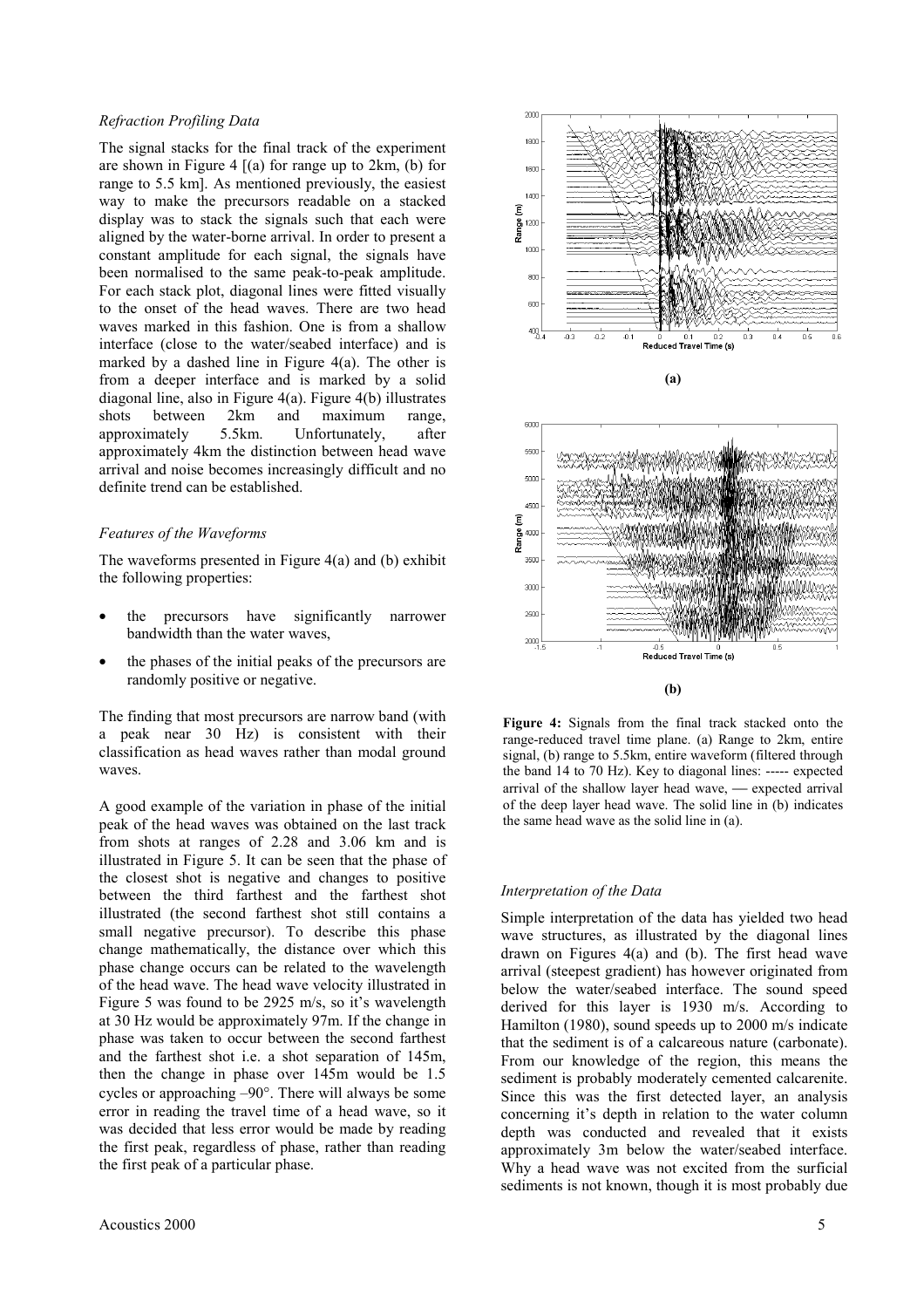*Refraction Profiling Data*

The signal stacks for the final track of the experiment are shown in Figure 4 [(a) for range up to 2km, (b) for range to 5.5 km]. As mentioned previously, the easiest way to make the precursors readable on a stacked display was to stack the signals such that each were aligned by the water-borne arrival. In order to present a constant amplitude for each signal, the signals have been normalised to the same peak-to-peak amplitude. For each stack plot, diagonal lines were fitted visually to the onset of the head waves. There are two head waves marked in this fashion. One is from a shallow interface (close to the water/seabed interface) and is marked by a dashed line in Figure 4(a). The other is from a deeper interface and is marked by a solid diagonal line, also in Figure 4(a). Figure 4(b) illustrates shots between 2km and maximum range, approximately 5.5km. Unfortunately, after approximately 4km the distinction between head wave arrival and noise becomes increasingly difficult and no definite trend can be established.

*Features of the Waveforms*

The waveforms presented in Figure 4(a) and (b) exhibit the following properties:

- the precursors have significantly narrower bandwidth than the water waves,
- the phases of the initial peaks of the precursors are randomly positive or negative.

The finding that most precursors are narrow band (with a peak near 30 Hz) is consistent with their classification as head waves rather than modal ground waves.

A good example of the variation in phase of the initial peak of the head waves was obtained on the last track from shots at ranges of 2.28 and 3.06 km and is illustrated in Figure 5. It can be seen that the phase of the closest shot is negative and changes to positive between the third farthest and the farthest shot illustrated (the second farthest shot still contains a small negative precursor). To describe this phase change mathematically, the distance over which this phase change occurs can be related to the wavelength of the head wave. The head wave velocity illustrated in Figure 5 was found to be 2925 m/s, so it's wavelength at 30 Hz would be approximately 97m. If the change in phase was taken to occur between the second farthest and the farthest shot i.e. a shot separation of 145m, then the change in phase over 145m would be 1.5 cycles or approaching –90°. There will always be some error in reading the travel time of a head wave, so it was decided that less error would be made by reading the first peak, regardless of phase, rather than reading the first peak of a particular phase.

**(a)**

**(b)**

**Figure 4:** Signals from the final track stacked onto the range-reduced travel time plane. (a) Range to 2km, entire signal, (b) range to 5.5km, entire waveform (filtered through the band 14 to 70 Hz). Key to diagonal lines: ----- expected arrival of the shallow layer head wave, —— expected arrival of the deep layer head wave. The solid line in (b) indicates the same head wave as the solid line in (a).

*Interpretation of the Data*

Simple interpretation of the data has yielded two head wave structures, as illustrated by the diagonal lines drawn on Figures 4(a) and (b). The first head wave arrival (steepest gradient) has however originated from below the water/seabed interface. The sound speed derived for this layer is 1930 m/s. According to Hamilton (1980), sound speeds up to 2000 m/s indicate that the sediment is of a calcareous nature (carbonate). From our knowledge of the region, this means the sediment is probably moderately cemented calcarenite. Since this was the first detected layer, an analysis concerning it's depth in relation to the water column depth was conducted and revealed that it exists approximately 3m below the water/seabed interface. Why a head wave was not excited from the surficial sediments is not known, though it is most probably due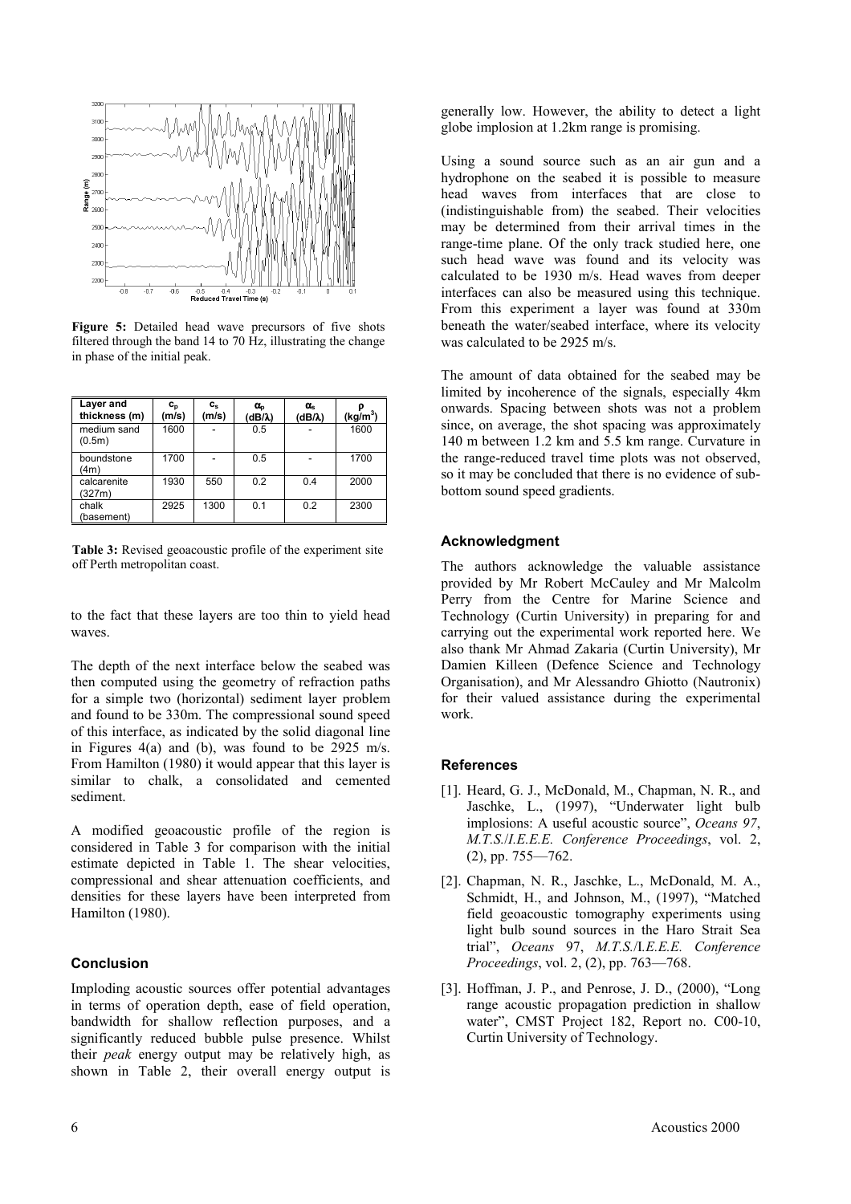**Figure 5:** Detailed head wave precursors of five shots filtered through the band 14 to 70 Hz, illustrating the change in phase of the initial peak.

| Layer and thickness (m) | $c_p$ (m/s) | $c_s$ (m/s) | $\alpha_p$ (dB/λ) | $\alpha_s$ (dB/λ) | ρ (kg/m$^3$) |
|---|---|---|---|---|---|
| medium sand (0.5m) | 1600 | - | 0.5 | - | 1600 |
| boundstone (4m) | 1700 | - | 0.5 | - | 1700 |
| calcarenite (327m) | 1930 | 550 | 0.2 | 0.4 | 2000 |
| chalk (basement) | 2925 | 1300 | 0.1 | 0.2 | 2300 |

**Table 3:** Revised geoacoustic profile of the experiment site off Perth metropolitan coast.

to the fact that these layers are too thin to yield head waves.

The depth of the next interface below the seabed was then computed using the geometry of refraction paths for a simple two (horizontal) sediment layer problem and found to be 330m. The compressional sound speed of this interface, as indicated by the solid diagonal line in Figures 4(a) and (b), was found to be 2925 m/s. From Hamilton (1980) it would appear that this layer is similar to chalk, a consolidated and cemented sediment.

A modified geoacoustic profile of the region is considered in Table 3 for comparison with the initial estimate depicted in Table 1. The shear velocities, compressional and shear attenuation coefficients, and densities for these layers have been interpreted from Hamilton (1980).

### Conclusion

Imploding acoustic sources offer potential advantages in terms of operation depth, ease of field operation, bandwidth for shallow reflection purposes, and a significantly reduced bubble pulse presence. Whilst their *peak* energy output may be relatively high, as shown in Table 2, their overall energy output is generally low. However, the ability to detect a light globe implosion at 1.2km range is promising.

Using a sound source such as an air gun and a hydrophone on the seabed it is possible to measure head waves from interfaces that are close to (indistinguishable from) the seabed. Their velocities may be determined from their arrival times in the range-time plane. Of the only track studied here, one such head wave was found and its velocity was calculated to be 1930 m/s. Head waves from deeper interfaces can also be measured using this technique. From this experiment a layer was found at 330m beneath the water/seabed interface, where its velocity was calculated to be 2925 m/s.

The amount of data obtained for the seabed may be limited by incoherence of the signals, especially 4km onwards. Spacing between shots was not a problem since, on average, the shot spacing was approximately 140 m between 1.2 km and 5.5 km range. Curvature in the range-reduced travel time plots was not observed, so it may be concluded that there is no evidence of sub-bottom sound speed gradients.

### Acknowledgment

The authors acknowledge the valuable assistance provided by Mr Robert McCauley and Mr Malcolm Perry from the Centre for Marine Science and Technology (Curtin University) in preparing for and carrying out the experimental work reported here. We also thank Mr Ahmad Zakaria (Curtin University), Mr Damien Killeen (Defence Science and Technology Organisation), and Mr Alessandro Ghiotto (Nautronix) for their valued assistance during the experimental work.

### References

[1]. Heard, G. J., McDonald, M., Chapman, N. R., and Jaschke, L., (1997), "Underwater light bulb implosions: A useful acoustic source", *Oceans 97*, *M.T.S./I.E.E.E. Conference Proceedings*, vol. 2, (2), pp. 755—762.

[2]. Chapman, N. R., Jaschke, L., McDonald, M. A., Schmidt, H., and Johnson, M., (1997), "Matched field geoacoustic tomography experiments using light bulb sound sources in the Haro Strait Sea trial", *Oceans* 97, *M.T.S./I.E.E.E. Conference Proceedings*, vol. 2, (2), pp. 763—768.

[3]. Hoffman, J. P., and Penrose, J. D., (2000), "Long range acoustic propagation prediction in shallow water", CMST Project 182, Report no. C00-10, Curtin University of Technology.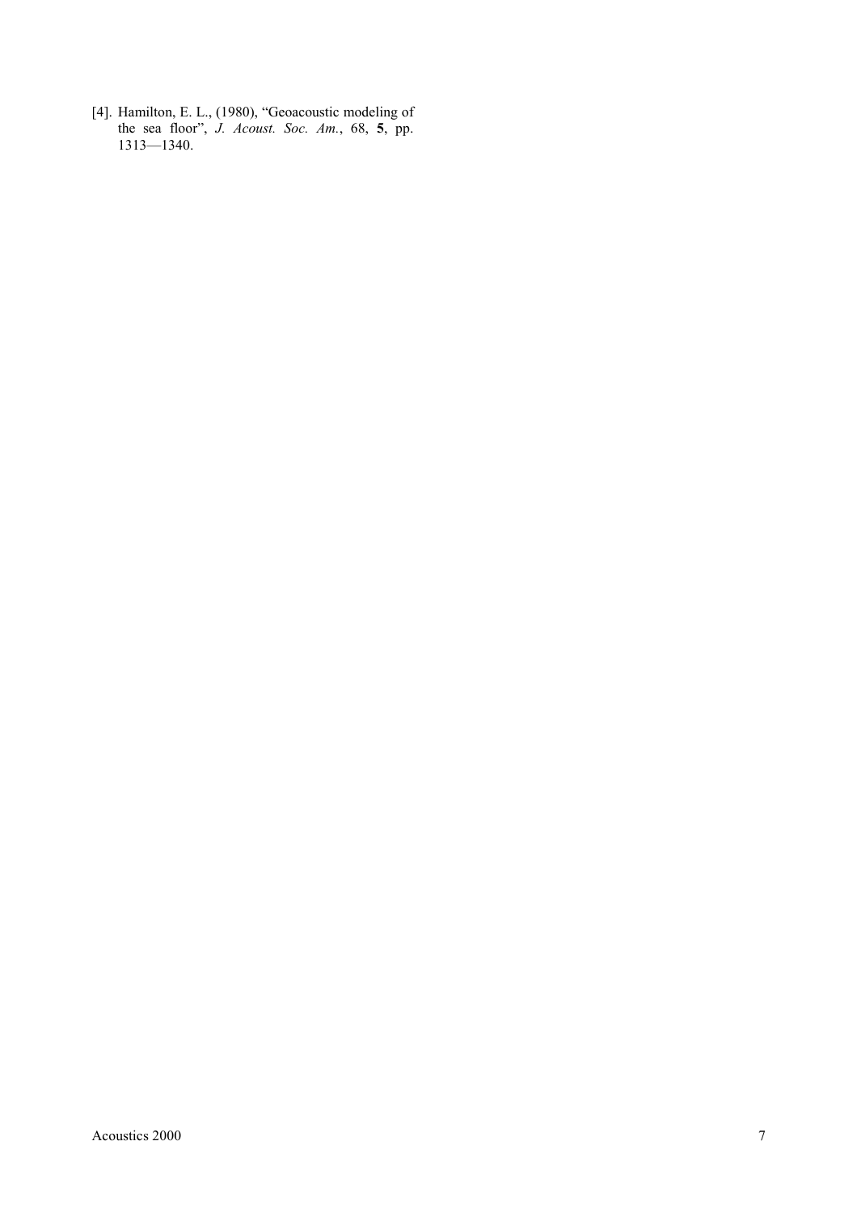[4]. Hamilton, E. L., (1980), "Geoacoustic modeling of the sea floor", *J. Acoust. Soc. Am.*, 68, **5**, pp. 1313—1340.